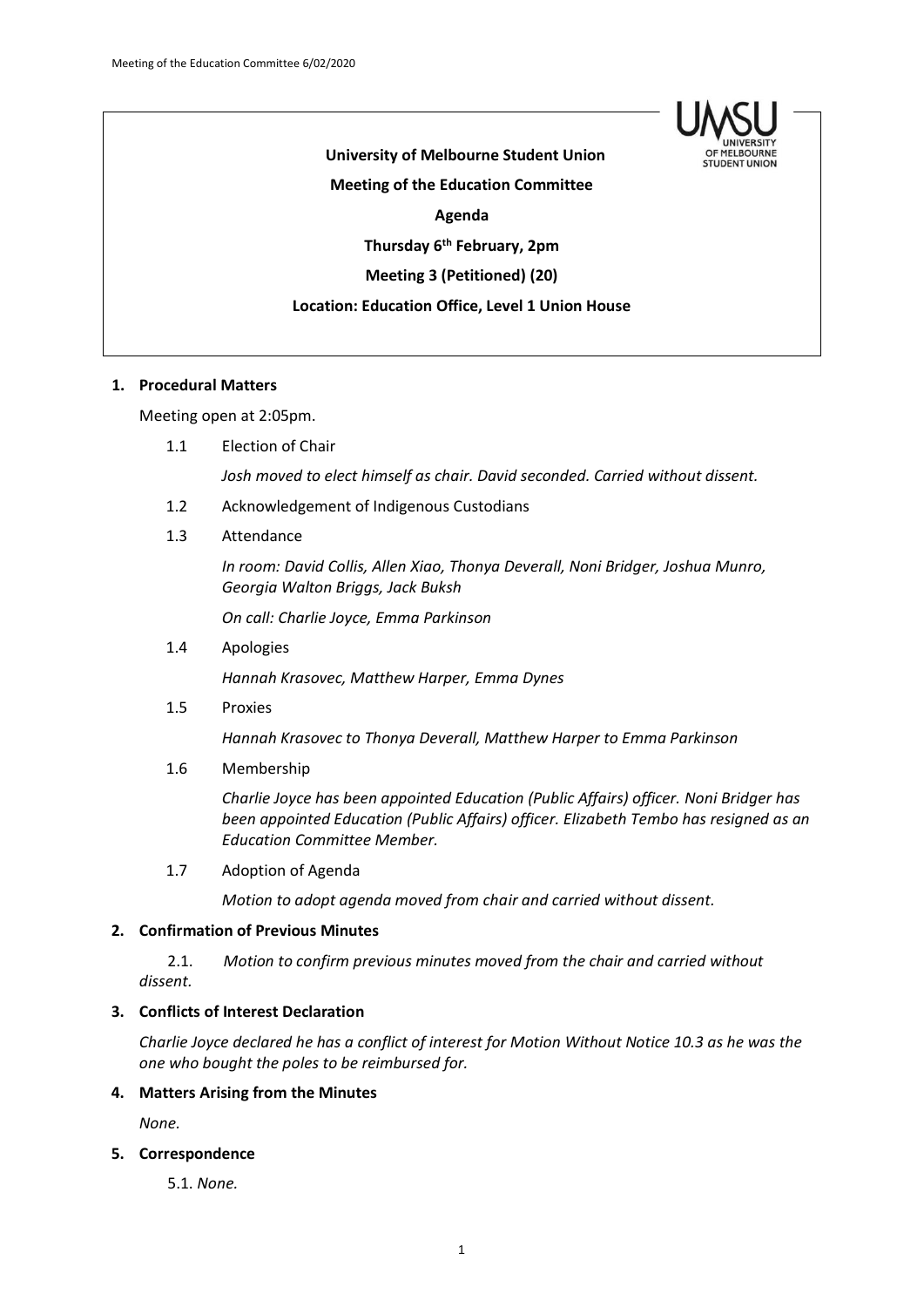**University of Melbourne Student Union**

**Meeting of the Education Committee**

**Agenda**

**Thursday 6th February, 2pm**

**Meeting 3 (Petitioned) (20)**

**Location: Education Office, Level 1 Union House**

## 1. Procedural Matters

Meeting open at 2:05pm.

1.1 Election of Chair

*Josh moved to elect himself as chair. David seconded. Carried without dissent.*

1.2 Acknowledgement of Indigenous Custodians

1.3 Attendance

*In room: David Collis, Allen Xiao, Thonya Deverall, Noni Bridger, Joshua Munro, Georgia Walton Briggs, Jack Buksh*

*On call: Charlie Joyce, Emma Parkinson*

1.4 Apologies

*Hannah Krasovec, Matthew Harper, Emma Dynes*

1.5 Proxies

*Hannah Krasovec to Thonya Deverall, Matthew Harper to Emma Parkinson*

1.6 Membership

*Charlie Joyce has been appointed Education (Public Affairs) officer. Noni Bridger has been appointed Education (Public Affairs) officer. Elizabeth Tembo has resigned as an Education Committee Member.*

1.7 Adoption of Agenda

*Motion to adopt agenda moved from chair and carried without dissent.*

## 2. Confirmation of Previous Minutes

2.1. *Motion to confirm previous minutes moved from the chair and carried without dissent.*

## 3. Conflicts of Interest Declaration

*Charlie Joyce declared he has a conflict of interest for Motion Without Notice 10.3 as he was the one who bought the poles to be reimbursed for.*

## 4. Matters Arising from the Minutes

*None.*

## 5. Correspondence

5.1. *None.*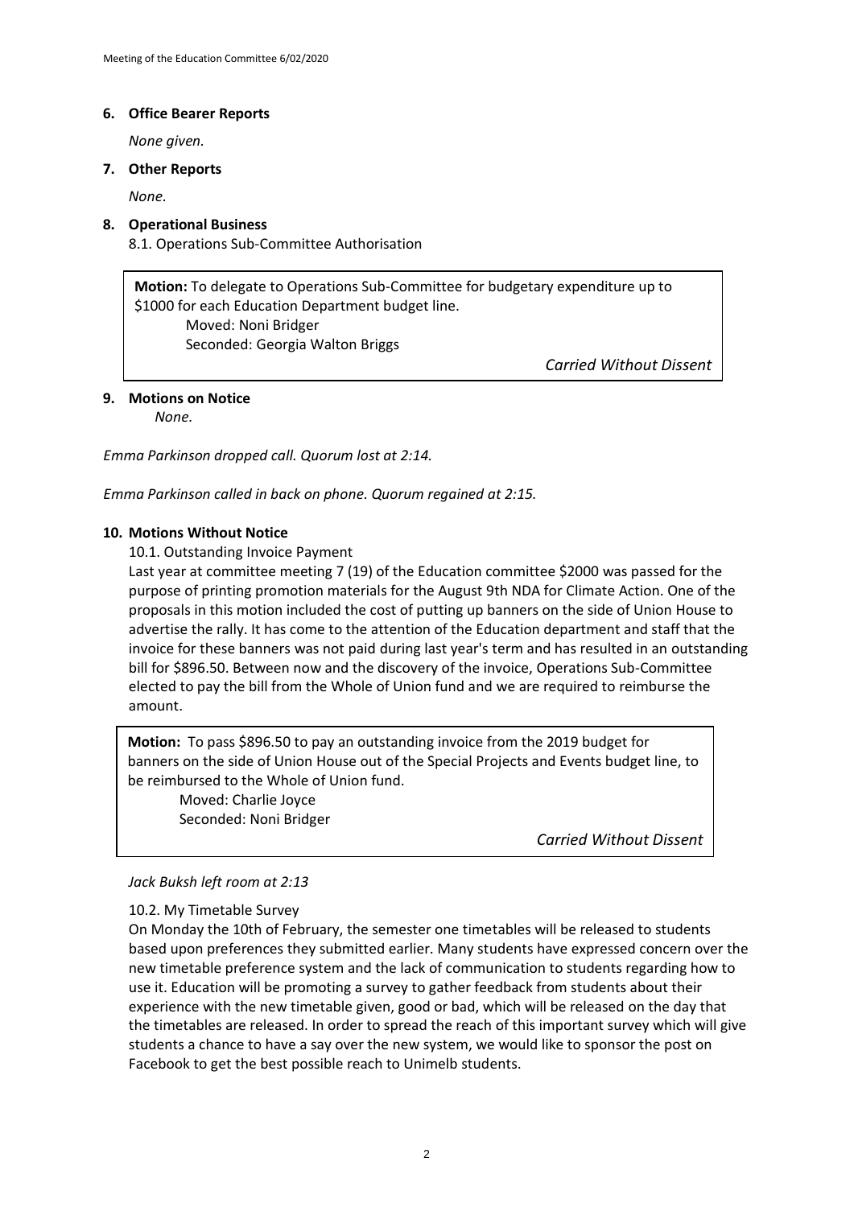## 6. Office Bearer Reports

*None given.*

## 7. Other Reports

*None.*

## 8. Operational Business

8.1. Operations Sub-Committee Authorisation

> **Motion:** To delegate to Operations Sub-Committee for budgetary expenditure up to \$1000 for each Education Department budget line.
>
> Moved: Noni Bridger
>
> Seconded: Georgia Walton Briggs
>
> *Carried Without Dissent*

## 9. Motions on Notice

*None.*

*Emma Parkinson dropped call. Quorum lost at 2:14.*

*Emma Parkinson called in back on phone. Quorum regained at 2:15.*

## 10. Motions Without Notice

10.1. Outstanding Invoice Payment

Last year at committee meeting 7 (19) of the Education committee \$2000 was passed for the purpose of printing promotion materials for the August 9th NDA for Climate Action. One of the proposals in this motion included the cost of putting up banners on the side of Union House to advertise the rally. It has come to the attention of the Education department and staff that the invoice for these banners was not paid during last year's term and has resulted in an outstanding bill for \$896.50. Between now and the discovery of the invoice, Operations Sub-Committee elected to pay the bill from the Whole of Union fund and we are required to reimburse the amount.

> **Motion:** To pass \$896.50 to pay an outstanding invoice from the 2019 budget for banners on the side of Union House out of the Special Projects and Events budget line, to be reimbursed to the Whole of Union fund.
>
> Moved: Charlie Joyce
>
> Seconded: Noni Bridger
>
> *Carried Without Dissent*

*Jack Buksh left room at 2:13*

10.2. My Timetable Survey

On Monday the 10th of February, the semester one timetables will be released to students based upon preferences they submitted earlier. Many students have expressed concern over the new timetable preference system and the lack of communication to students regarding how to use it. Education will be promoting a survey to gather feedback from students about their experience with the new timetable given, good or bad, which will be released on the day that the timetables are released. In order to spread the reach of this important survey which will give students a chance to have a say over the new system, we would like to sponsor the post on Facebook to get the best possible reach to Unimelb students.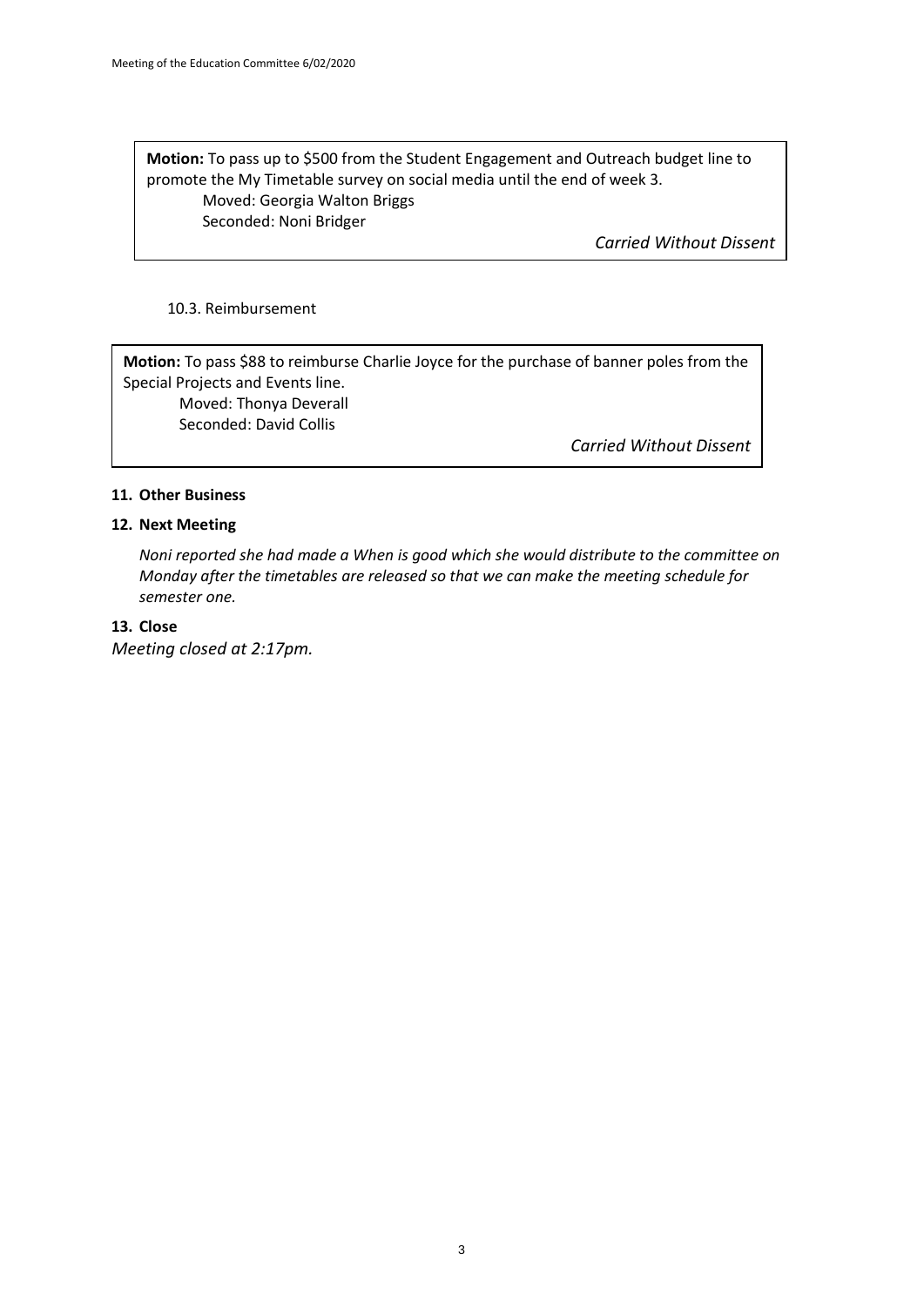**Motion:** To pass up to $500 from the Student Engagement and Outreach budget line to promote the My Timetable survey on social media until the end of week 3.

Moved: Georgia Walton Briggs

Seconded: Noni Bridger

*Carried Without Dissent*

10.3. Reimbursement

**Motion:** To pass $88 to reimburse Charlie Joyce for the purchase of banner poles from the Special Projects and Events line.

Moved: Thonya Deverall

Seconded: David Collis

*Carried Without Dissent*

**11. Other Business**

**12. Next Meeting**

*Noni reported she had made a When is good which she would distribute to the committee on Monday after the timetables are released so that we can make the meeting schedule for semester one.*

**13. Close**

*Meeting closed at 2:17pm.*